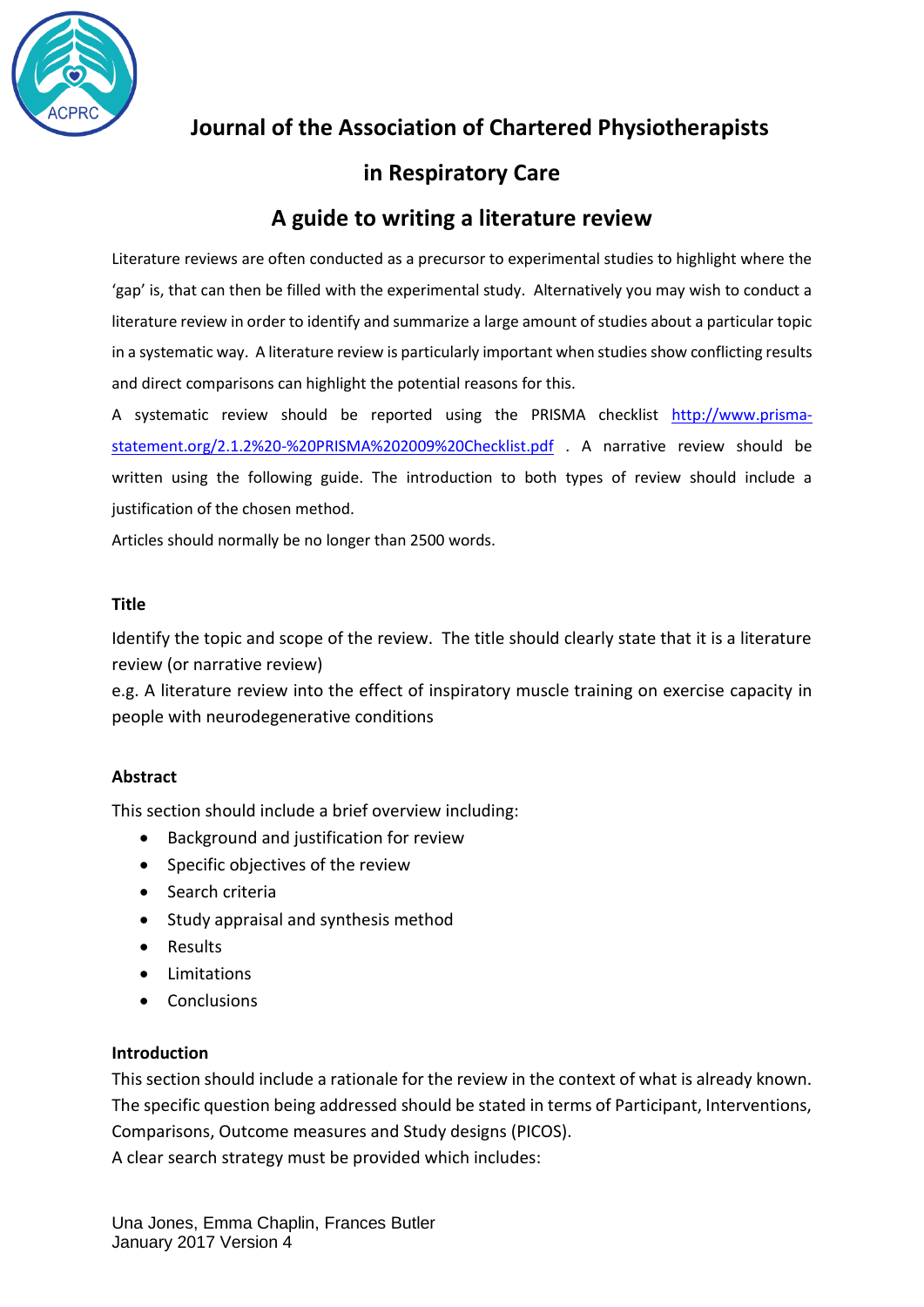# Journal of the Association of Chartered Physiotherapists in Respiratory Care

## A guide to writing a literature review

Literature reviews are often conducted as a precursor to experimental studies to highlight where the 'gap' is, that can then be filled with the experimental study. Alternatively you may wish to conduct a literature review in order to identify and summarize a large amount of studies about a particular topic in a systematic way. A literature review is particularly important when studies show conflicting results and direct comparisons can highlight the potential reasons for this.

A systematic review should be reported using the PRISMA checklist http://www.prisma-statement.org/2.1.2%20-%20PRISMA%202009%20Checklist.pdf . A narrative review should be written using the following guide. The introduction to both types of review should include a justification of the chosen method.

Articles should normally be no longer than 2500 words.

### Title

Identify the topic and scope of the review. The title should clearly state that it is a literature review (or narrative review)

e.g. A literature review into the effect of inspiratory muscle training on exercise capacity in people with neurodegenerative conditions

### Abstract

This section should include a brief overview including:

- Background and justification for review
- Specific objectives of the review
- Search criteria
- Study appraisal and synthesis method
- Results
- Limitations
- Conclusions

### Introduction

This section should include a rationale for the review in the context of what is already known. The specific question being addressed should be stated in terms of Participant, Interventions, Comparisons, Outcome measures and Study designs (PICOS).

A clear search strategy must be provided which includes:

Una Jones, Emma Chaplin, Frances Butler
January 2017 Version 4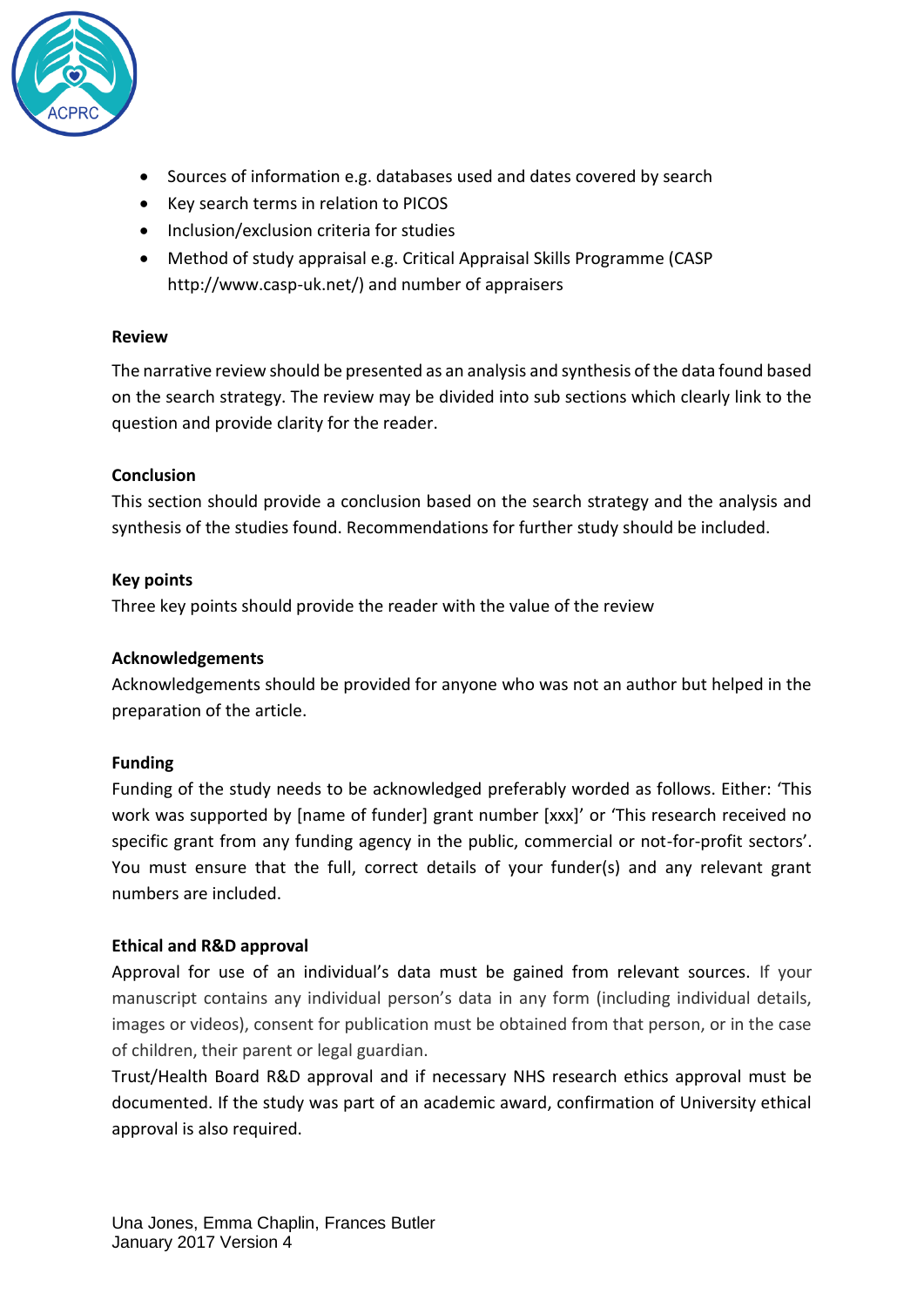- Sources of information e.g. databases used and dates covered by search
- Key search terms in relation to PICOS
- Inclusion/exclusion criteria for studies
- Method of study appraisal e.g. Critical Appraisal Skills Programme (CASP http://www.casp-uk.net/) and number of appraisers

**Review**

The narrative review should be presented as an analysis and synthesis of the data found based on the search strategy. The review may be divided into sub sections which clearly link to the question and provide clarity for the reader.

**Conclusion**

This section should provide a conclusion based on the search strategy and the analysis and synthesis of the studies found. Recommendations for further study should be included.

**Key points**

Three key points should provide the reader with the value of the review

**Acknowledgements**

Acknowledgements should be provided for anyone who was not an author but helped in the preparation of the article.

**Funding**

Funding of the study needs to be acknowledged preferably worded as follows. Either: 'This work was supported by [name of funder] grant number [xxx]' or 'This research received no specific grant from any funding agency in the public, commercial or not-for-profit sectors'. You must ensure that the full, correct details of your funder(s) and any relevant grant numbers are included.

**Ethical and R&D approval**

Approval for use of an individual's data must be gained from relevant sources. If your manuscript contains any individual person's data in any form (including individual details, images or videos), consent for publication must be obtained from that person, or in the case of children, their parent or legal guardian.

Trust/Health Board R&D approval and if necessary NHS research ethics approval must be documented. If the study was part of an academic award, confirmation of University ethical approval is also required.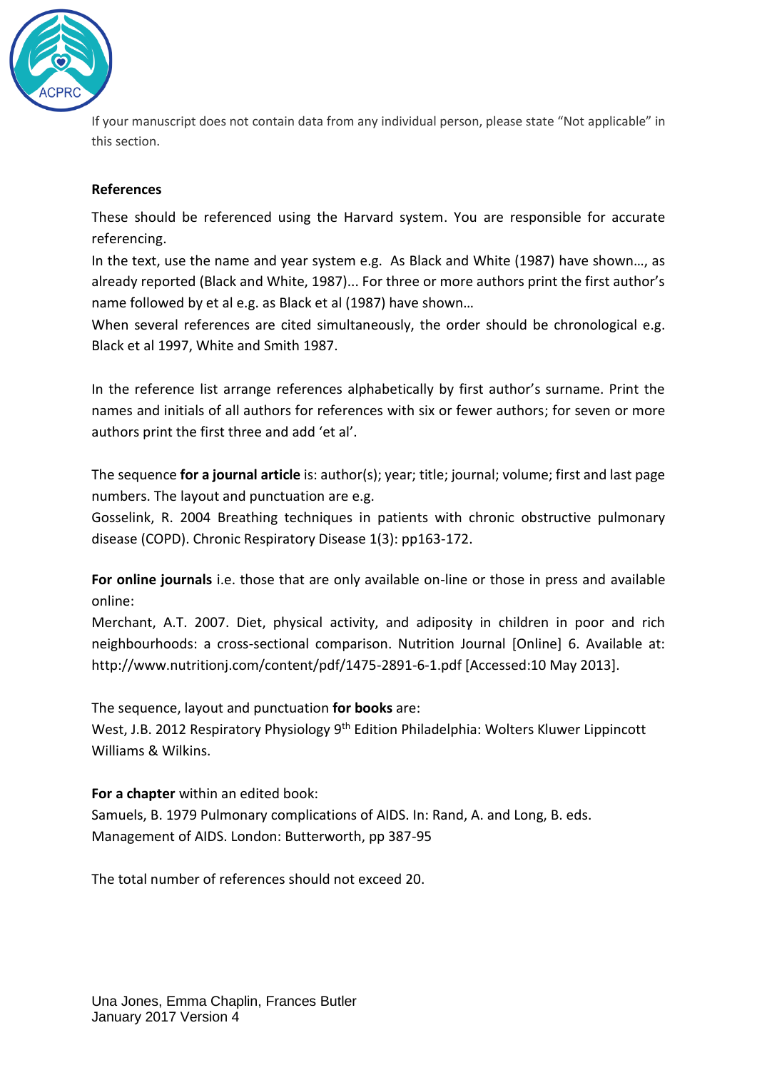If your manuscript does not contain data from any individual person, please state "Not applicable" in this section.

**References**

These should be referenced using the Harvard system. You are responsible for accurate referencing.

In the text, use the name and year system e.g. As Black and White (1987) have shown…, as already reported (Black and White, 1987)... For three or more authors print the first author's name followed by et al e.g. as Black et al (1987) have shown…

When several references are cited simultaneously, the order should be chronological e.g. Black et al 1997, White and Smith 1987.

In the reference list arrange references alphabetically by first author's surname. Print the names and initials of all authors for references with six or fewer authors; for seven or more authors print the first three and add 'et al'.

The sequence **for a journal article** is: author(s); year; title; journal; volume; first and last page numbers. The layout and punctuation are e.g.

Gosselink, R. 2004 Breathing techniques in patients with chronic obstructive pulmonary disease (COPD). Chronic Respiratory Disease 1(3): pp163-172.

**For online journals** i.e. those that are only available on-line or those in press and available online:

Merchant, A.T. 2007. Diet, physical activity, and adiposity in children in poor and rich neighbourhoods: a cross-sectional comparison. Nutrition Journal [Online] 6. Available at: http://www.nutritionj.com/content/pdf/1475-2891-6-1.pdf [Accessed:10 May 2013].

The sequence, layout and punctuation **for books** are:

West, J.B. 2012 Respiratory Physiology 9th Edition Philadelphia: Wolters Kluwer Lippincott Williams & Wilkins.

**For a chapter** within an edited book:

Samuels, B. 1979 Pulmonary complications of AIDS. In: Rand, A. and Long, B. eds. Management of AIDS. London: Butterworth, pp 387-95

The total number of references should not exceed 20.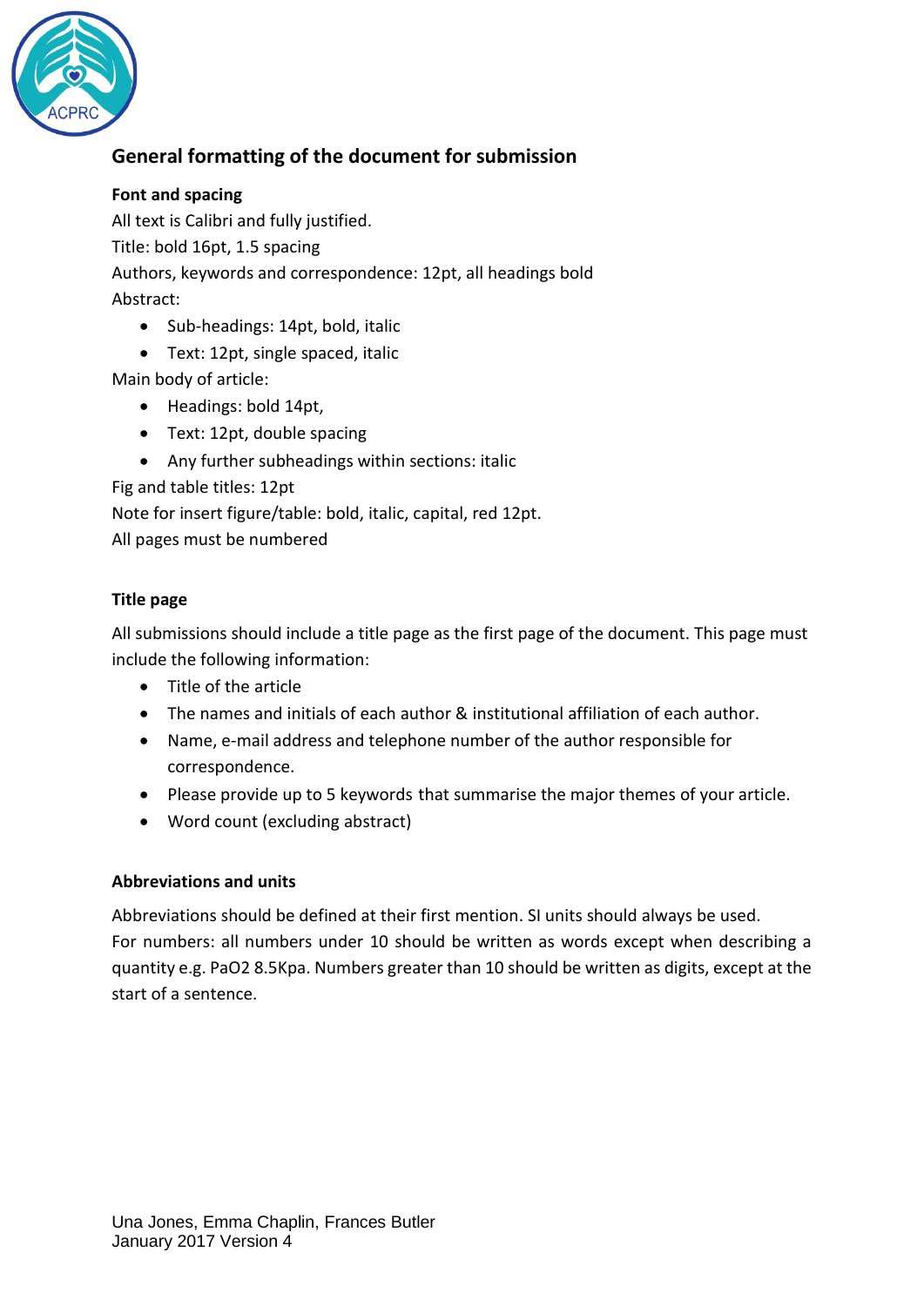## General formatting of the document for submission

**Font and spacing**

All text is Calibri and fully justified.

Title: bold 16pt, 1.5 spacing

Authors, keywords and correspondence: 12pt, all headings bold

Abstract:

- Sub-headings: 14pt, bold, italic
- Text: 12pt, single spaced, italic

Main body of article:

- Headings: bold 14pt,
- Text: 12pt, double spacing
- Any further subheadings within sections: italic

Fig and table titles: 12pt

Note for insert figure/table: bold, italic, capital, red 12pt.

All pages must be numbered

**Title page**

All submissions should include a title page as the first page of the document. This page must include the following information:

- Title of the article
- The names and initials of each author & institutional affiliation of each author.
- Name, e-mail address and telephone number of the author responsible for correspondence.
- Please provide up to 5 keywords that summarise the major themes of your article.
- Word count (excluding abstract)

**Abbreviations and units**

Abbreviations should be defined at their first mention. SI units should always be used.

For numbers: all numbers under 10 should be written as words except when describing a quantity e.g. $PaO_2$ 8.5Kpa. Numbers greater than 10 should be written as digits, except at the start of a sentence.

Una Jones, Emma Chaplin, Frances Butler
January 2017 Version 4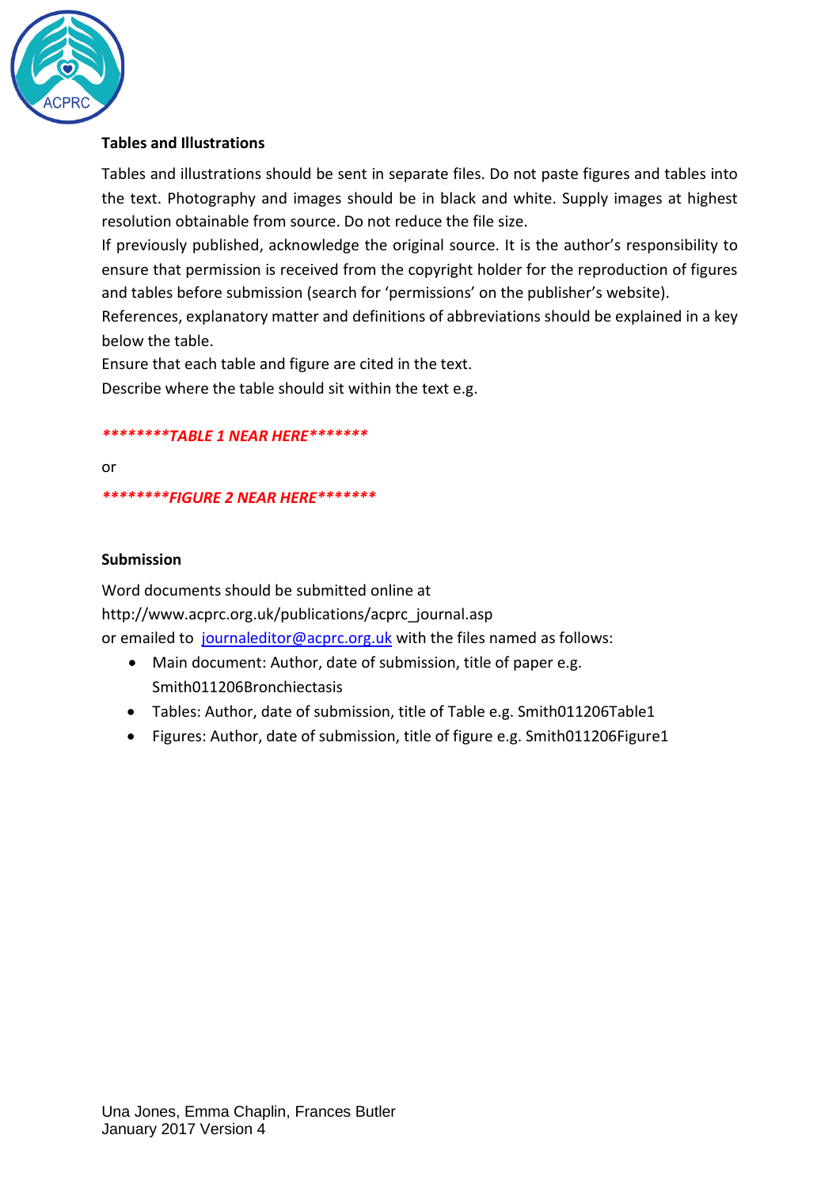**Tables and Illustrations**

Tables and illustrations should be sent in separate files. Do not paste figures and tables into the text. Photography and images should be in black and white. Supply images at highest resolution obtainable from source. Do not reduce the file size.

If previously published, acknowledge the original source. It is the author's responsibility to ensure that permission is received from the copyright holder for the reproduction of figures and tables before submission (search for 'permissions' on the publisher's website).

References, explanatory matter and definitions of abbreviations should be explained in a key below the table.

Ensure that each table and figure are cited in the text.

Describe where the table should sit within the text e.g.

***********TABLE 1 NEAR HERE**********

or

***********FIGURE 2 NEAR HERE**********

**Submission**

Word documents should be submitted online at
http://www.acprc.org.uk/publications/acprc_journal.asp
or emailed to journaleditor@acprc.org.uk with the files named as follows:

- Main document: Author, date of submission, title of paper e.g. Smith011206Bronchiectasis
- Tables: Author, date of submission, title of Table e.g. Smith011206Table1
- Figures: Author, date of submission, title of figure e.g. Smith011206Figure1

Una Jones, Emma Chaplin, Frances Butler
January 2017 Version 4